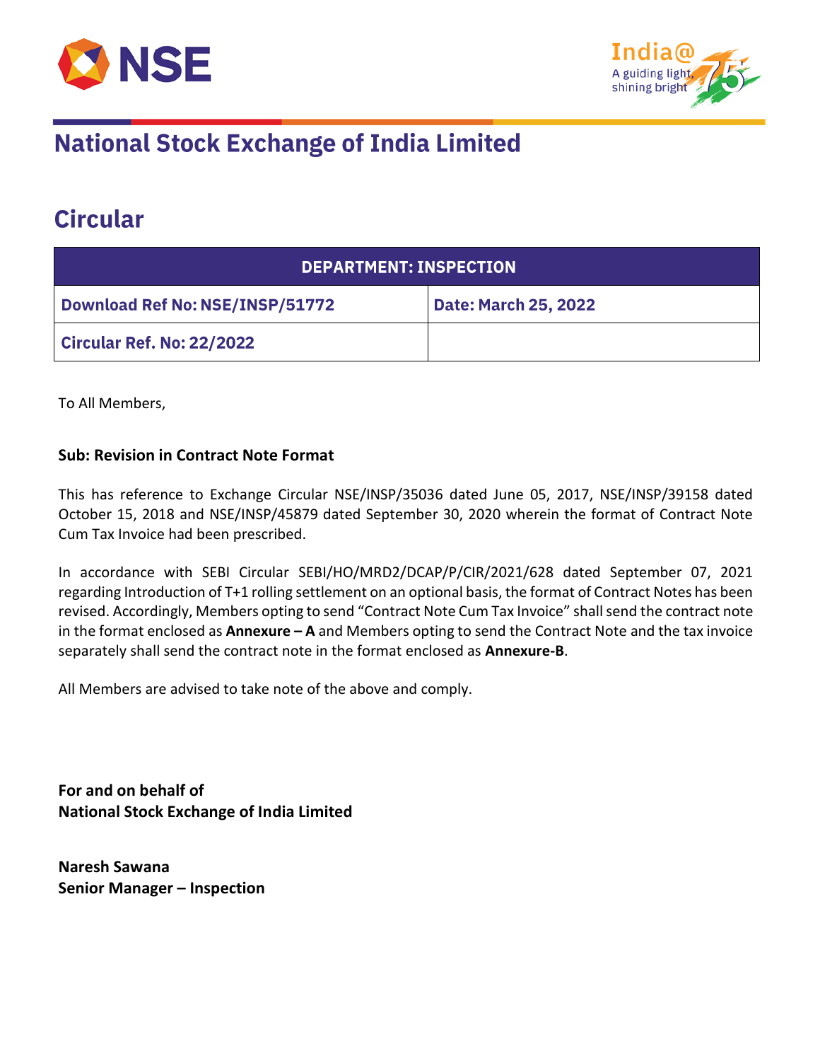# National Stock Exchange of India Limited

## Circular

| DEPARTMENT: INSPECTION | |
|---|---|
| Download Ref No: NSE/INSP/51772 | Date: March 25, 2022 |
| Circular Ref. No: 22/2022 | |

To All Members,

**Sub: Revision in Contract Note Format**

This has reference to Exchange Circular NSE/INSP/35036 dated June 05, 2017, NSE/INSP/39158 dated October 15, 2018 and NSE/INSP/45879 dated September 30, 2020 wherein the format of Contract Note Cum Tax Invoice had been prescribed.

In accordance with SEBI Circular SEBI/HO/MRD2/DCAP/P/CIR/2021/628 dated September 07, 2021 regarding Introduction of T+1 rolling settlement on an optional basis, the format of Contract Notes has been revised. Accordingly, Members opting to send "Contract Note Cum Tax Invoice" shall send the contract note in the format enclosed as **Annexure – A** and Members opting to send the Contract Note and the tax invoice separately shall send the contract note in the format enclosed as **Annexure-B**.

All Members are advised to take note of the above and comply.

**For and on behalf of**
**National Stock Exchange of India Limited**

**Naresh Sawana**
**Senior Manager – Inspection**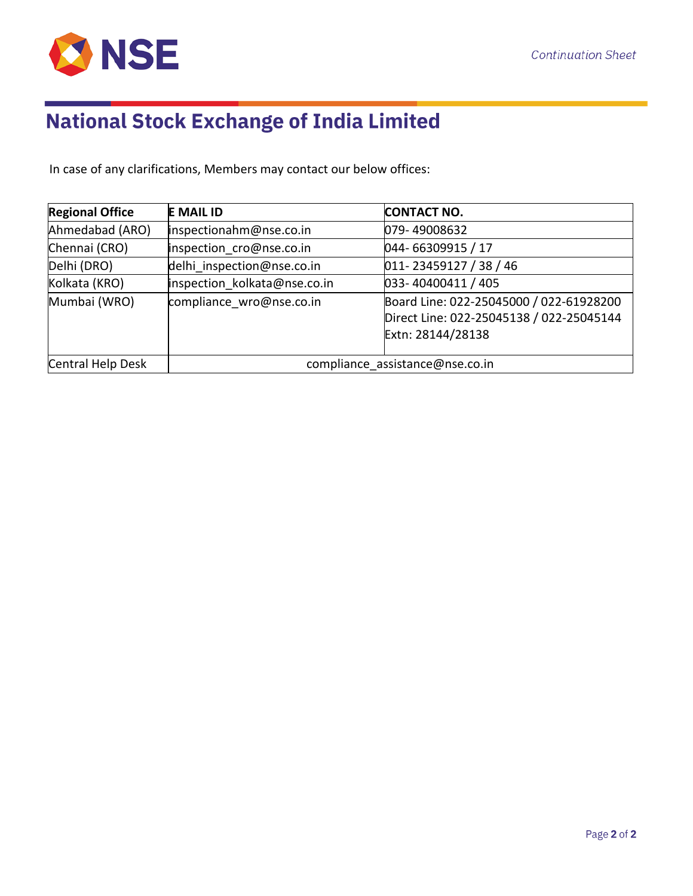# National Stock Exchange of India Limited

In case of any clarifications, Members may contact our below offices:

| Regional Office | E MAIL ID | CONTACT NO. |
|---|---|---|
| Ahmedabad (ARO) | inspectionahm@nse.co.in | 079- 49008632 |
| Chennai (CRO) | inspection_cro@nse.co.in | 044- 66309915 / 17 |
| Delhi (DRO) | delhi_inspection@nse.co.in | 011- 23459127 / 38 / 46 |
| Kolkata (KRO) | inspection_kolkata@nse.co.in | 033- 40400411 / 405 |
| Mumbai (WRO) | compliance_wro@nse.co.in | Board Line: 022-25045000 / 022-61928200<br>Direct Line: 022-25045138 / 022-25045144<br>Extn: 28144/28138 |
| Central Help Desk | compliance_assistance@nse.co.in | |